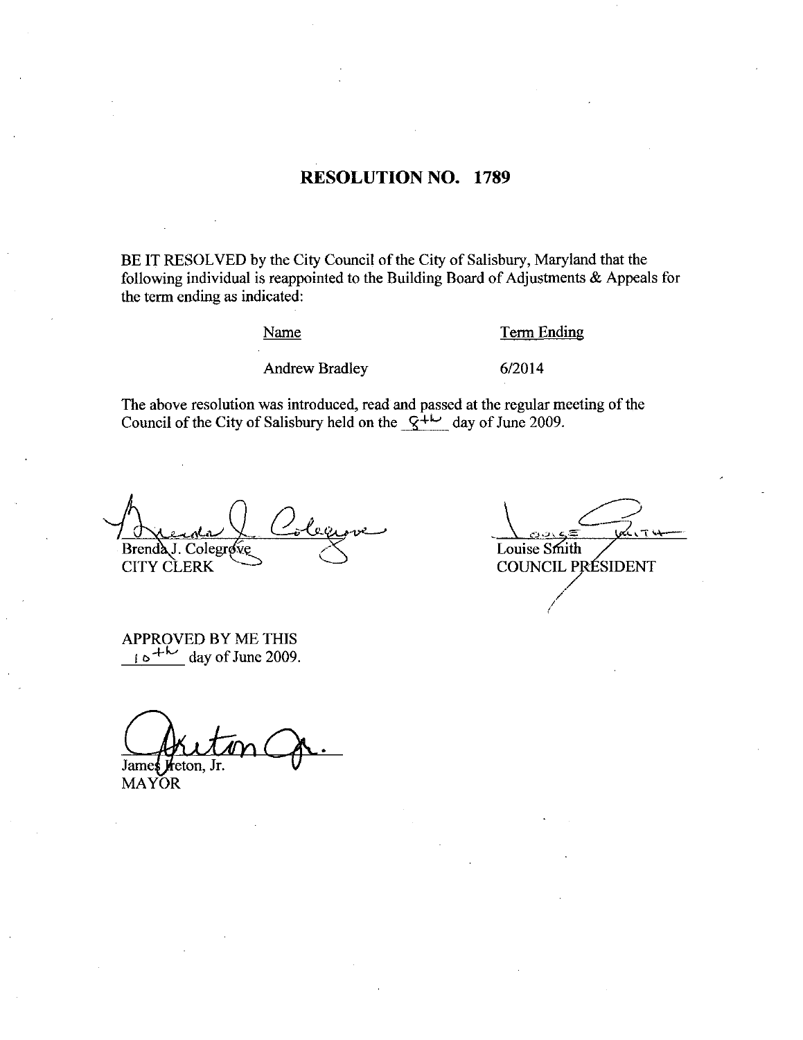# RESOLUTION NO. 1789

BE IT RESOLVED by the City Council of the City of Salisbury, Maryland that the following individual is reappointed to the Building Board of Adjustments & Appeals for the term ending as indicated:

| Name | Term Ending |
|---|---|
| Andrew Bradley | 6/2014 |

The above resolution was introduced, read and passed at the regular meeting of the Council of the City of Salisbury held on the 8th day of June 2009.

Brenda J. Colegrove
CITY CLERK

Louise Smith
COUNCIL PRESIDENT

APPROVED BY ME THIS
10th day of June 2009.

James Ireton, Jr.
MAYOR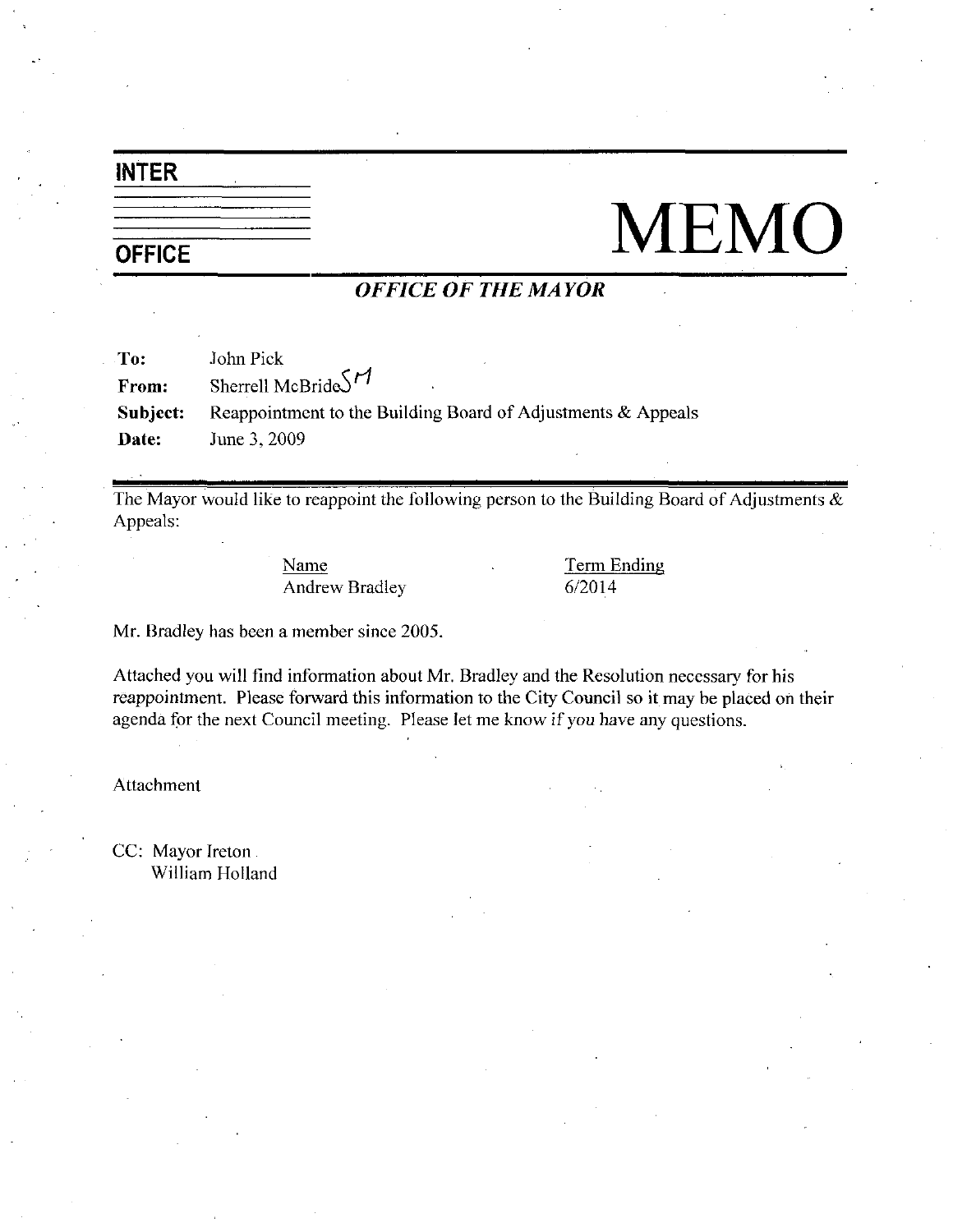**INTER**

**OFFICE**

# MEMO

## *OFFICE OF THE MAYOR*

**To:** John Pick
**From:** Sherrell McBride SM
**Subject:** Reappointment to the Building Board of Adjustments & Appeals
**Date:** June 3, 2009

The Mayor would like to reappoint the following person to the Building Board of Adjustments & Appeals:

| Name | Term Ending |
| --- | --- |
| Andrew Bradley | 6/2014 |

Mr. Bradley has been a member since 2005.

Attached you will find information about Mr. Bradley and the Resolution necessary for his reappointment. Please forward this information to the City Council so it may be placed on their agenda for the next Council meeting. Please let me know if you have any questions.

Attachment

CC: Mayor Ireton
William Holland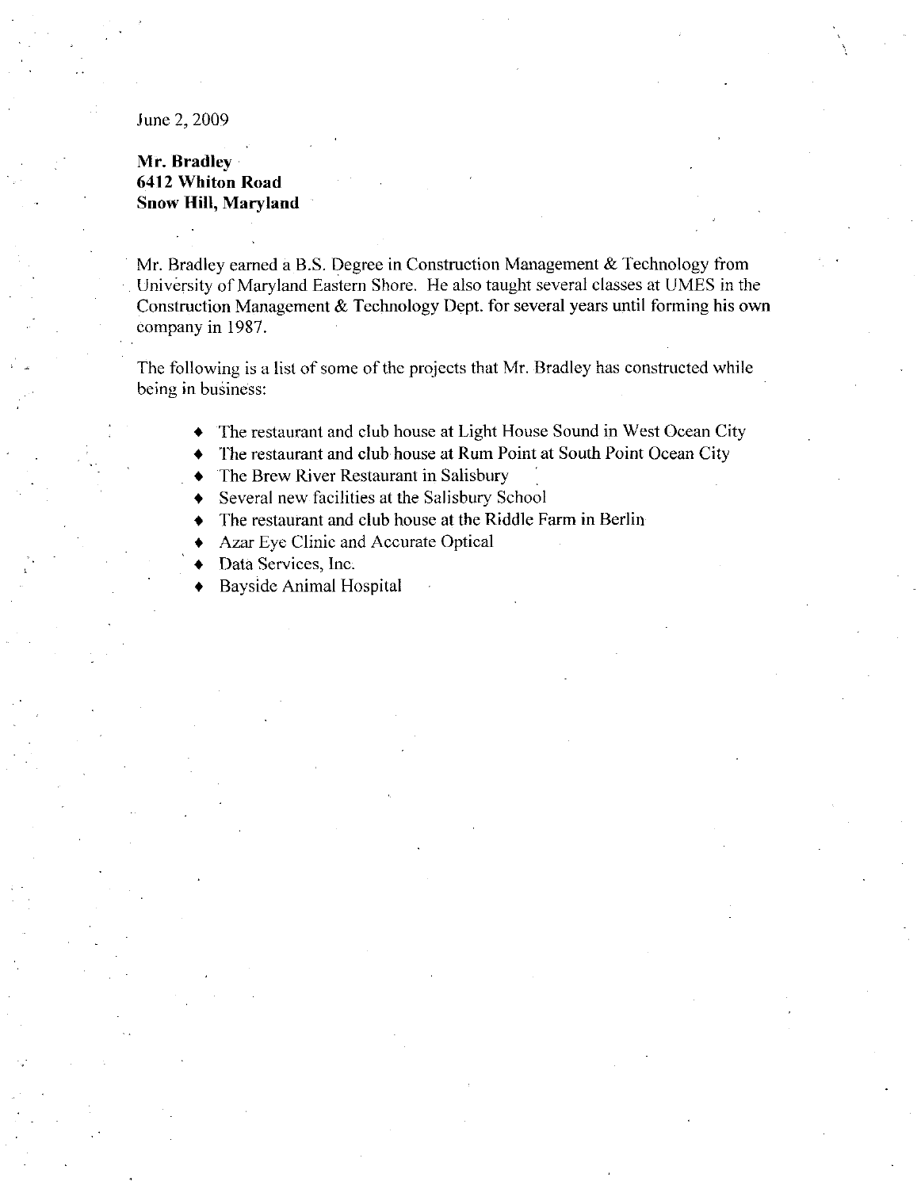June 2, 2009

**Mr. Bradley**
**6412 Whiton Road**
**Snow Hill, Maryland**

Mr. Bradley earned a B.S. Degree in Construction Management & Technology from University of Maryland Eastern Shore. He also taught several classes at UMES in the Construction Management & Technology Dept. for several years until forming his own company in 1987.

The following is a list of some of the projects that Mr. Bradley has constructed while being in business:

- The restaurant and club house at Light House Sound in West Ocean City
- The restaurant and club house at Rum Point at South Point Ocean City
- The Brew River Restaurant in Salisbury
- Several new facilities at the Salisbury School
- The restaurant and club house at the Riddle Farm in Berlin
- Azar Eye Clinic and Accurate Optical
- Data Services, Inc.
- Bayside Animal Hospital